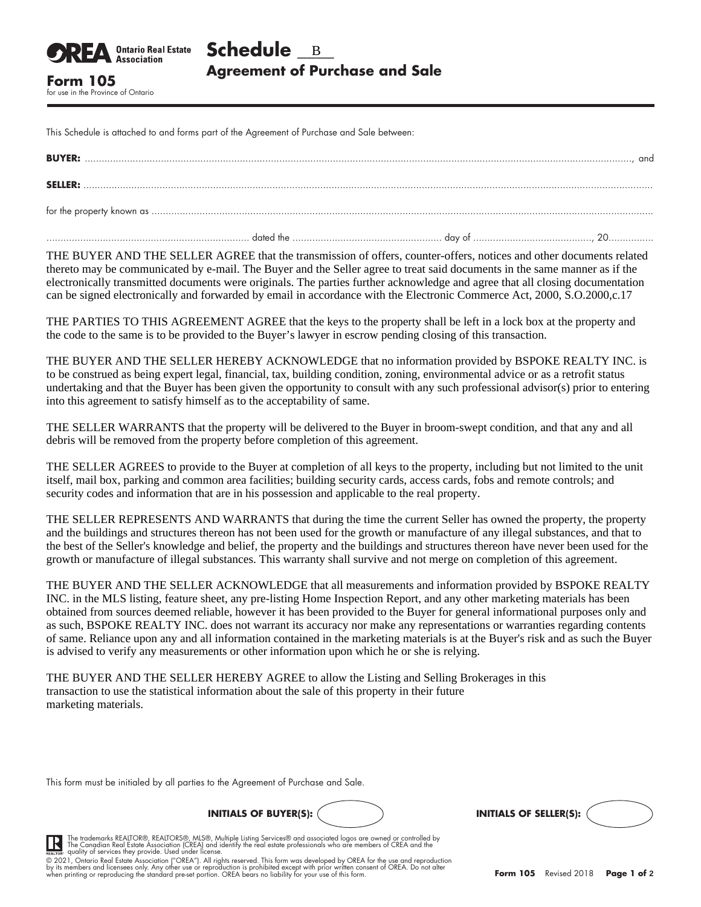**OREA** Ontario Real Estate Association

**Form 105**
for use in the Province of Ontario

# Schedule B
## Agreement of Purchase and Sale

This Schedule is attached to and forms part of the Agreement of Purchase and Sale between:

**BUYER:** ............................................................................................................................................................................................., and

**SELLER:** .............................................................................................................................................................................................

for the property known as .............................................................................................................................................................................................

...................................................................... dated the .................................................... day of .........................................., 20...............

THE BUYER AND THE SELLER AGREE that the transmission of offers, counter-offers, notices and other documents related thereto may be communicated by e-mail. The Buyer and the Seller agree to treat said documents in the same manner as if the electronically transmitted documents were originals. The parties further acknowledge and agree that all closing documentation can be signed electronically and forwarded by email in accordance with the Electronic Commerce Act, 2000, S.O.2000,c.17

THE PARTIES TO THIS AGREEMENT AGREE that the keys to the property shall be left in a lock box at the property and the code to the same is to be provided to the Buyer's lawyer in escrow pending closing of this transaction.

THE BUYER AND THE SELLER HEREBY ACKNOWLEDGE that no information provided by BSPOKE REALTY INC. is to be construed as being expert legal, financial, tax, building condition, zoning, environmental advice or as a retrofit status undertaking and that the Buyer has been given the opportunity to consult with any such professional advisor(s) prior to entering into this agreement to satisfy himself as to the acceptability of same.

THE SELLER WARRANTS that the property will be delivered to the Buyer in broom-swept condition, and that any and all debris will be removed from the property before completion of this agreement.

THE SELLER AGREES to provide to the Buyer at completion of all keys to the property, including but not limited to the unit itself, mail box, parking and common area facilities; building security cards, access cards, fobs and remote controls; and security codes and information that are in his possession and applicable to the real property.

THE SELLER REPRESENTS AND WARRANTS that during the time the current Seller has owned the property, the property and the buildings and structures thereon has not been used for the growth or manufacture of any illegal substances, and that to the best of the Seller's knowledge and belief, the property and the buildings and structures thereon have never been used for the growth or manufacture of illegal substances. This warranty shall survive and not merge on completion of this agreement.

THE BUYER AND THE SELLER ACKNOWLEDGE that all measurements and information provided by BSPOKE REALTY INC. in the MLS listing, feature sheet, any pre-listing Home Inspection Report, and any other marketing materials has been obtained from sources deemed reliable, however it has been provided to the Buyer for general informational purposes only and as such, BSPOKE REALTY INC. does not warrant its accuracy nor make any representations or warranties regarding contents of same. Reliance upon any and all information contained in the marketing materials is at the Buyer's risk and as such the Buyer is advised to verify any measurements or other information upon which he or she is relying.

THE BUYER AND THE SELLER HEREBY AGREE to allow the Listing and Selling Brokerages in this transaction to use the statistical information about the sale of this property in their future marketing materials.

This form must be initialed by all parties to the Agreement of Purchase and Sale.

**INITIALS OF BUYER(S):** ( ) **INITIALS OF SELLER(S):** ( )

The trademarks REALTOR®, REALTORS®, MLS®, Multiple Listing Services® and associated logos are owned or controlled by The Canadian Real Estate Association (CREA) and identify the real estate professionals who are members of CREA and the quality of services they provide. Used under license.

© 2021, Ontario Real Estate Association ("OREA"). All rights reserved. This form was developed by OREA for the use and reproduction by its members and licensees only. Any other use or reproduction is prohibited except with prior written consent of OREA. Do not alter when printing or reproducing the standard pre-set portion. OREA bears no liability for your use of this form.

**Form 105** Revised 2018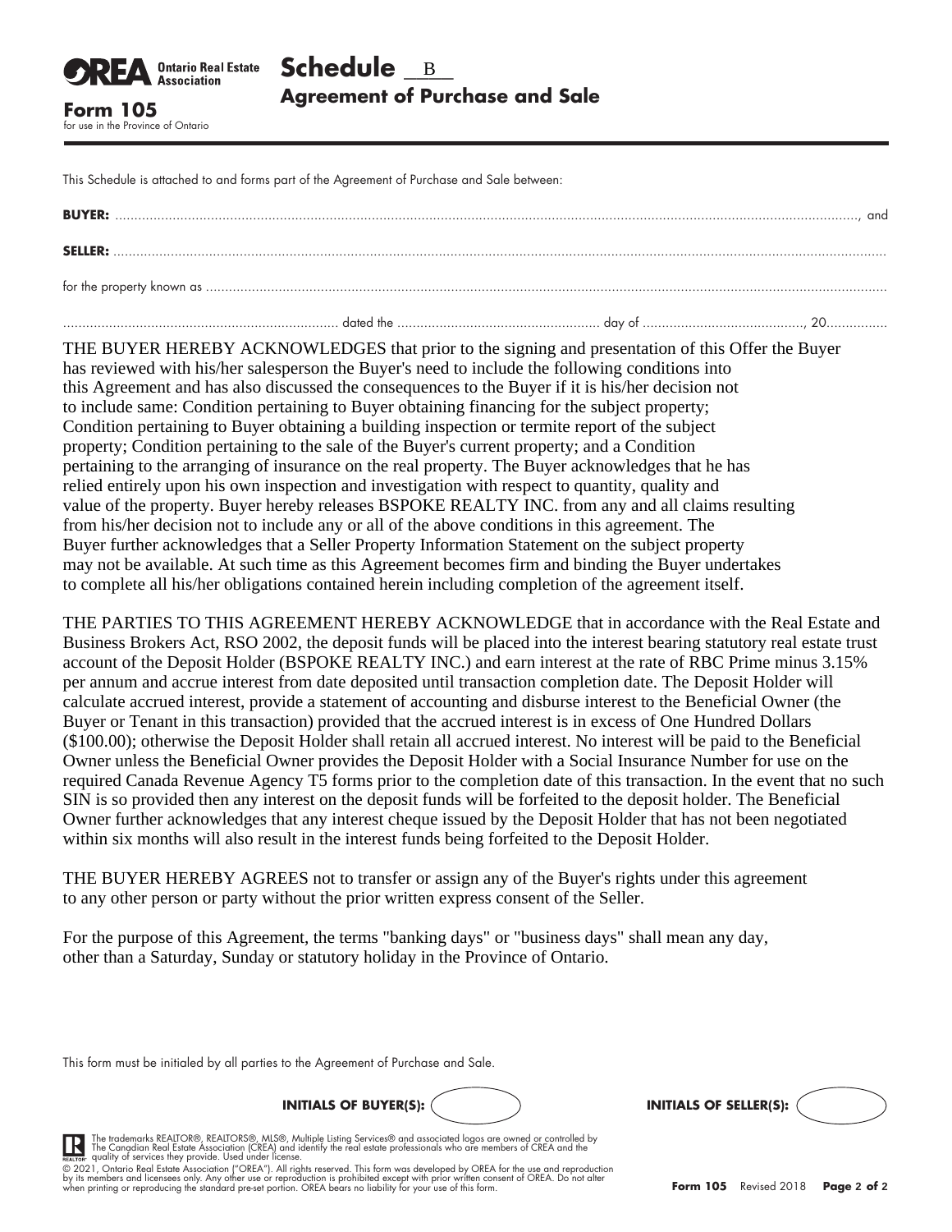**OREA** Ontario Real Estate Association

**Form 105**
for use in the Province of Ontario

# Schedule B
## Agreement of Purchase and Sale

This Schedule is attached to and forms part of the Agreement of Purchase and Sale between:

**BUYER:** ........................................................................................................................................, and

**SELLER:** ........................................................................................................................................

for the property known as ........................................................................................................................................

........................................................ dated the ........................................ day of ........................................, 20...............

THE BUYER HEREBY ACKNOWLEDGES that prior to the signing and presentation of this Offer the Buyer has reviewed with his/her salesperson the Buyer's need to include the following conditions into this Agreement and has also discussed the consequences to the Buyer if it is his/her decision not to include same: Condition pertaining to Buyer obtaining financing for the subject property; Condition pertaining to Buyer obtaining a building inspection or termite report of the subject property; Condition pertaining to the sale of the Buyer's current property; and a Condition pertaining to the arranging of insurance on the real property. The Buyer acknowledges that he has relied entirely upon his own inspection and investigation with respect to quantity, quality and value of the property. Buyer hereby releases BSPOKE REALTY INC. from any and all claims resulting from his/her decision not to include any or all of the above conditions in this agreement. The Buyer further acknowledges that a Seller Property Information Statement on the subject property may not be available. At such time as this Agreement becomes firm and binding the Buyer undertakes to complete all his/her obligations contained herein including completion of the agreement itself.

THE PARTIES TO THIS AGREEMENT HEREBY ACKNOWLEDGE that in accordance with the Real Estate and Business Brokers Act, RSO 2002, the deposit funds will be placed into the interest bearing statutory real estate trust account of the Deposit Holder (BSPOKE REALTY INC.) and earn interest at the rate of RBC Prime minus 3.15% per annum and accrue interest from date deposited until transaction completion date. The Deposit Holder will calculate accrued interest, provide a statement of accounting and disburse interest to the Beneficial Owner (the Buyer or Tenant in this transaction) provided that the accrued interest is in excess of One Hundred Dollars ($100.00); otherwise the Deposit Holder shall retain all accrued interest. No interest will be paid to the Beneficial Owner unless the Beneficial Owner provides the Deposit Holder with a Social Insurance Number for use on the required Canada Revenue Agency T5 forms prior to the completion date of this transaction. In the event that no such SIN is so provided then any interest on the deposit funds will be forfeited to the deposit holder. The Beneficial Owner further acknowledges that any interest cheque issued by the Deposit Holder that has not been negotiated within six months will also result in the interest funds being forfeited to the Deposit Holder.

THE BUYER HEREBY AGREES not to transfer or assign any of the Buyer's rights under this agreement to any other person or party without the prior written express consent of the Seller.

For the purpose of this Agreement, the terms "banking days" or "business days" shall mean any day, other than a Saturday, Sunday or statutory holiday in the Province of Ontario.

This form must be initialed by all parties to the Agreement of Purchase and Sale.

**INITIALS OF BUYER(S):** &nbsp;&nbsp;&nbsp;&nbsp;&nbsp;&nbsp;&nbsp;&nbsp; **INITIALS OF SELLER(S):**

The trademarks REALTOR®, REALTORS®, MLS®, Multiple Listing Services® and associated logos are owned or controlled by The Canadian Real Estate Association (CREA) and identify the real estate professionals who are members of CREA and the quality of services they provide. Used under license.

© 2021, Ontario Real Estate Association ("OREA"). All rights reserved. This form was developed by OREA for the use and reproduction by its members and licensees only. Any other use or reproduction is prohibited except with prior written consent of OREA. Do not alter when printing or reproducing the standard pre-set portion. OREA bears no liability for your use of this form.

**Form 105** Revised 2018